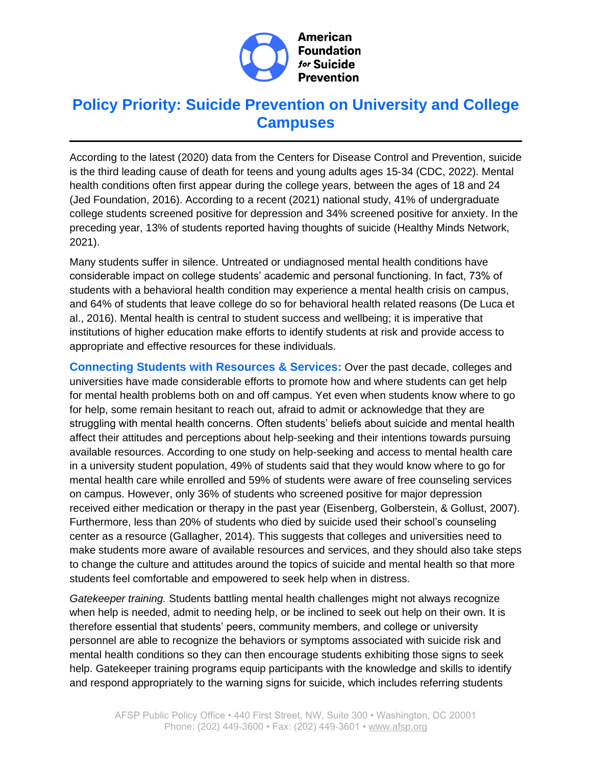# Policy Priority: Suicide Prevention on University and College Campuses

According to the latest (2020) data from the Centers for Disease Control and Prevention, suicide is the third leading cause of death for teens and young adults ages 15-34 (CDC, 2022). Mental health conditions often first appear during the college years, between the ages of 18 and 24 (Jed Foundation, 2016). According to a recent (2021) national study, 41% of undergraduate college students screened positive for depression and 34% screened positive for anxiety. In the preceding year, 13% of students reported having thoughts of suicide (Healthy Minds Network, 2021).

Many students suffer in silence. Untreated or undiagnosed mental health conditions have considerable impact on college students' academic and personal functioning. In fact, 73% of students with a behavioral health condition may experience a mental health crisis on campus, and 64% of students that leave college do so for behavioral health related reasons (De Luca et al., 2016). Mental health is central to student success and wellbeing; it is imperative that institutions of higher education make efforts to identify students at risk and provide access to appropriate and effective resources for these individuals.

**Connecting Students with Resources & Services:** Over the past decade, colleges and universities have made considerable efforts to promote how and where students can get help for mental health problems both on and off campus. Yet even when students know where to go for help, some remain hesitant to reach out, afraid to admit or acknowledge that they are struggling with mental health concerns. Often students' beliefs about suicide and mental health affect their attitudes and perceptions about help-seeking and their intentions towards pursuing available resources. According to one study on help-seeking and access to mental health care in a university student population, 49% of students said that they would know where to go for mental health care while enrolled and 59% of students were aware of free counseling services on campus. However, only 36% of students who screened positive for major depression received either medication or therapy in the past year (Eisenberg, Golberstein, & Gollust, 2007). Furthermore, less than 20% of students who died by suicide used their school's counseling center as a resource (Gallagher, 2014). This suggests that colleges and universities need to make students more aware of available resources and services, and they should also take steps to change the culture and attitudes around the topics of suicide and mental health so that more students feel comfortable and empowered to seek help when in distress.

*Gatekeeper training.* Students battling mental health challenges might not always recognize when help is needed, admit to needing help, or be inclined to seek out help on their own. It is therefore essential that students' peers, community members, and college or university personnel are able to recognize the behaviors or symptoms associated with suicide risk and mental health conditions so they can then encourage students exhibiting those signs to seek help. Gatekeeper training programs equip participants with the knowledge and skills to identify and respond appropriately to the warning signs for suicide, which includes referring students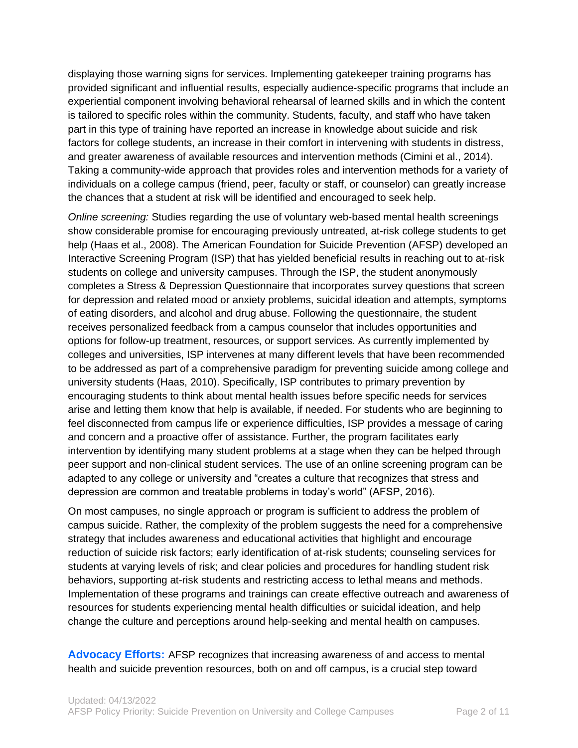displaying those warning signs for services. Implementing gatekeeper training programs has provided significant and influential results, especially audience-specific programs that include an experiential component involving behavioral rehearsal of learned skills and in which the content is tailored to specific roles within the community. Students, faculty, and staff who have taken part in this type of training have reported an increase in knowledge about suicide and risk factors for college students, an increase in their comfort in intervening with students in distress, and greater awareness of available resources and intervention methods (Cimini et al., 2014). Taking a community-wide approach that provides roles and intervention methods for a variety of individuals on a college campus (friend, peer, faculty or staff, or counselor) can greatly increase the chances that a student at risk will be identified and encouraged to seek help.

*Online screening:* Studies regarding the use of voluntary web-based mental health screenings show considerable promise for encouraging previously untreated, at-risk college students to get help (Haas et al., 2008). The American Foundation for Suicide Prevention (AFSP) developed an Interactive Screening Program (ISP) that has yielded beneficial results in reaching out to at-risk students on college and university campuses. Through the ISP, the student anonymously completes a Stress & Depression Questionnaire that incorporates survey questions that screen for depression and related mood or anxiety problems, suicidal ideation and attempts, symptoms of eating disorders, and alcohol and drug abuse. Following the questionnaire, the student receives personalized feedback from a campus counselor that includes opportunities and options for follow-up treatment, resources, or support services. As currently implemented by colleges and universities, ISP intervenes at many different levels that have been recommended to be addressed as part of a comprehensive paradigm for preventing suicide among college and university students (Haas, 2010). Specifically, ISP contributes to primary prevention by encouraging students to think about mental health issues before specific needs for services arise and letting them know that help is available, if needed. For students who are beginning to feel disconnected from campus life or experience difficulties, ISP provides a message of caring and concern and a proactive offer of assistance. Further, the program facilitates early intervention by identifying many student problems at a stage when they can be helped through peer support and non-clinical student services. The use of an online screening program can be adapted to any college or university and "creates a culture that recognizes that stress and depression are common and treatable problems in today's world" (AFSP, 2016).

On most campuses, no single approach or program is sufficient to address the problem of campus suicide. Rather, the complexity of the problem suggests the need for a comprehensive strategy that includes awareness and educational activities that highlight and encourage reduction of suicide risk factors; early identification of at-risk students; counseling services for students at varying levels of risk; and clear policies and procedures for handling student risk behaviors, supporting at-risk students and restricting access to lethal means and methods. Implementation of these programs and trainings can create effective outreach and awareness of resources for students experiencing mental health difficulties or suicidal ideation, and help change the culture and perceptions around help-seeking and mental health on campuses.

**Advocacy Efforts:** AFSP recognizes that increasing awareness of and access to mental health and suicide prevention resources, both on and off campus, is a crucial step toward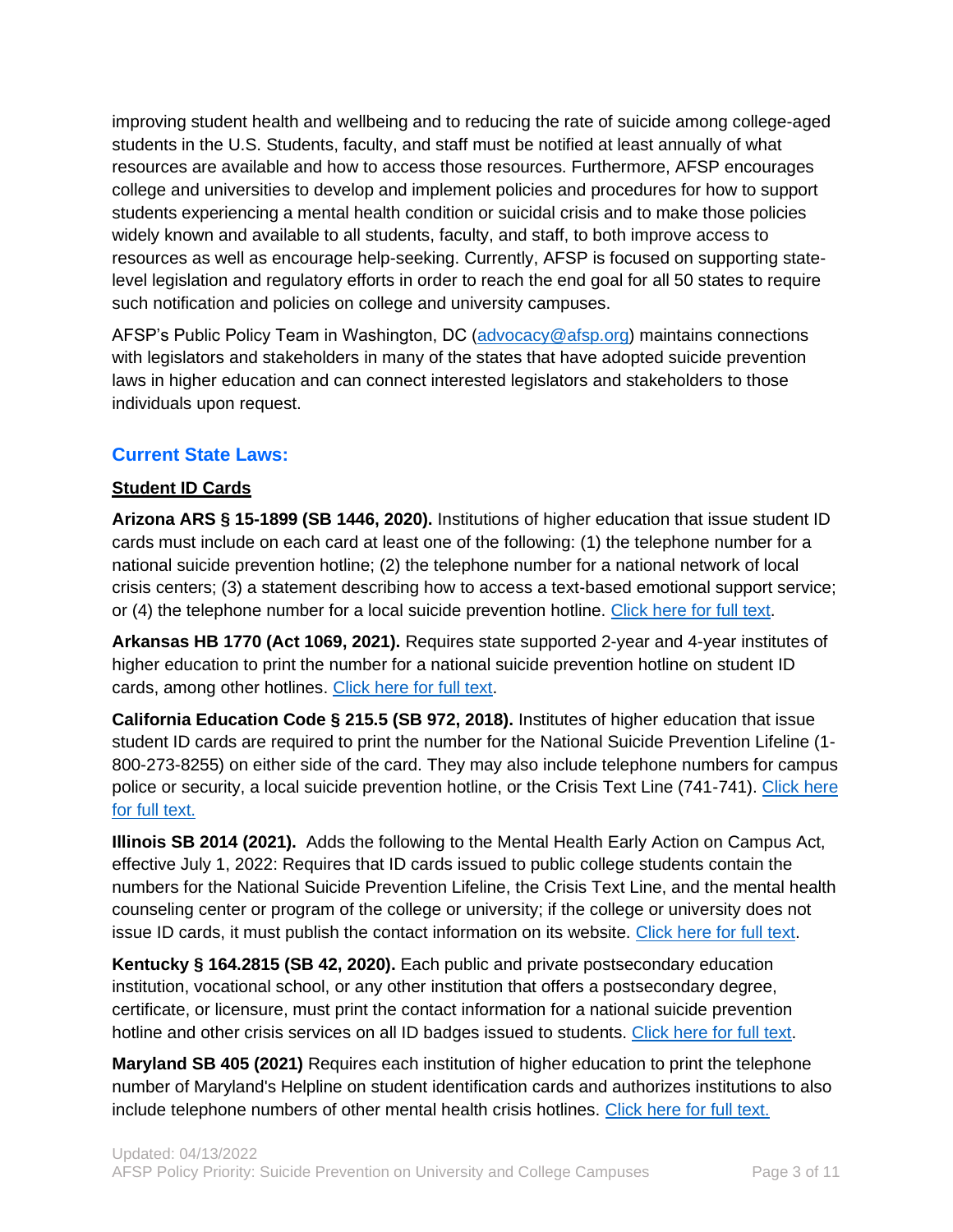improving student health and wellbeing and to reducing the rate of suicide among college-aged students in the U.S. Students, faculty, and staff must be notified at least annually of what resources are available and how to access those resources. Furthermore, AFSP encourages college and universities to develop and implement policies and procedures for how to support students experiencing a mental health condition or suicidal crisis and to make those policies widely known and available to all students, faculty, and staff, to both improve access to resources as well as encourage help-seeking. Currently, AFSP is focused on supporting state-level legislation and regulatory efforts in order to reach the end goal for all 50 states to require such notification and policies on college and university campuses.

AFSP's Public Policy Team in Washington, DC (advocacy@afsp.org) maintains connections with legislators and stakeholders in many of the states that have adopted suicide prevention laws in higher education and can connect interested legislators and stakeholders to those individuals upon request.

## Current State Laws:

### Student ID Cards

**Arizona ARS § 15-1899 (SB 1446, 2020).** Institutions of higher education that issue student ID cards must include on each card at least one of the following: (1) the telephone number for a national suicide prevention hotline; (2) the telephone number for a national network of local crisis centers; (3) a statement describing how to access a text-based emotional support service; or (4) the telephone number for a local suicide prevention hotline. Click here for full text.

**Arkansas HB 1770 (Act 1069, 2021).** Requires state supported 2-year and 4-year institutes of higher education to print the number for a national suicide prevention hotline on student ID cards, among other hotlines. Click here for full text.

**California Education Code § 215.5 (SB 972, 2018).** Institutes of higher education that issue student ID cards are required to print the number for the National Suicide Prevention Lifeline (1-800-273-8255) on either side of the card. They may also include telephone numbers for campus police or security, a local suicide prevention hotline, or the Crisis Text Line (741-741). Click here for full text.

**Illinois SB 2014 (2021).** Adds the following to the Mental Health Early Action on Campus Act, effective July 1, 2022: Requires that ID cards issued to public college students contain the numbers for the National Suicide Prevention Lifeline, the Crisis Text Line, and the mental health counseling center or program of the college or university; if the college or university does not issue ID cards, it must publish the contact information on its website. Click here for full text.

**Kentucky § 164.2815 (SB 42, 2020).** Each public and private postsecondary education institution, vocational school, or any other institution that offers a postsecondary degree, certificate, or licensure, must print the contact information for a national suicide prevention hotline and other crisis services on all ID badges issued to students. Click here for full text.

**Maryland SB 405 (2021)** Requires each institution of higher education to print the telephone number of Maryland's Helpline on student identification cards and authorizes institutions to also include telephone numbers of other mental health crisis hotlines. Click here for full text.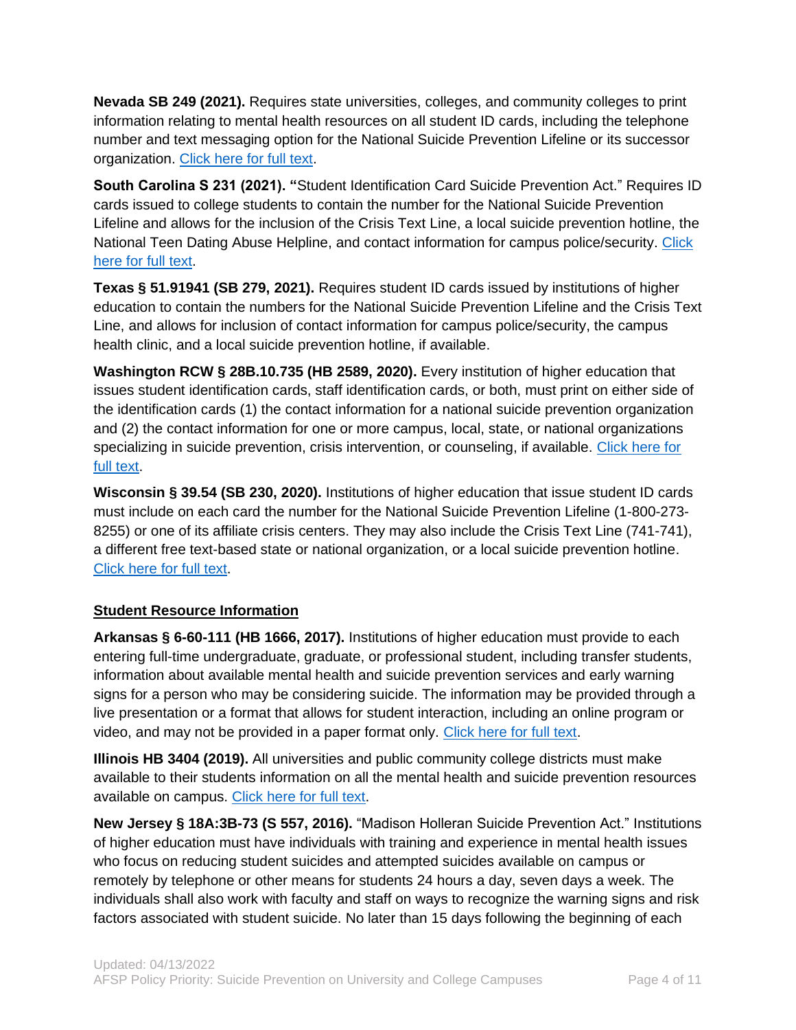**Nevada SB 249 (2021).** Requires state universities, colleges, and community colleges to print information relating to mental health resources on all student ID cards, including the telephone number and text messaging option for the National Suicide Prevention Lifeline or its successor organization. Click here for full text.

**South Carolina S 231 (2021). "**Student Identification Card Suicide Prevention Act." Requires ID cards issued to college students to contain the number for the National Suicide Prevention Lifeline and allows for the inclusion of the Crisis Text Line, a local suicide prevention hotline, the National Teen Dating Abuse Helpline, and contact information for campus police/security. Click here for full text.

**Texas § 51.91941 (SB 279, 2021).** Requires student ID cards issued by institutions of higher education to contain the numbers for the National Suicide Prevention Lifeline and the Crisis Text Line, and allows for inclusion of contact information for campus police/security, the campus health clinic, and a local suicide prevention hotline, if available.

**Washington RCW § 28B.10.735 (HB 2589, 2020).** Every institution of higher education that issues student identification cards, staff identification cards, or both, must print on either side of the identification cards (1) the contact information for a national suicide prevention organization and (2) the contact information for one or more campus, local, state, or national organizations specializing in suicide prevention, crisis intervention, or counseling, if available. Click here for full text.

**Wisconsin § 39.54 (SB 230, 2020).** Institutions of higher education that issue student ID cards must include on each card the number for the National Suicide Prevention Lifeline (1-800-273-8255) or one of its affiliate crisis centers. They may also include the Crisis Text Line (741-741), a different free text-based state or national organization, or a local suicide prevention hotline. Click here for full text.

## Student Resource Information

**Arkansas § 6-60-111 (HB 1666, 2017).** Institutions of higher education must provide to each entering full-time undergraduate, graduate, or professional student, including transfer students, information about available mental health and suicide prevention services and early warning signs for a person who may be considering suicide. The information may be provided through a live presentation or a format that allows for student interaction, including an online program or video, and may not be provided in a paper format only. Click here for full text.

**Illinois HB 3404 (2019).** All universities and public community college districts must make available to their students information on all the mental health and suicide prevention resources available on campus. Click here for full text.

**New Jersey § 18A:3B-73 (S 557, 2016).** "Madison Holleran Suicide Prevention Act." Institutions of higher education must have individuals with training and experience in mental health issues who focus on reducing student suicides and attempted suicides available on campus or remotely by telephone or other means for students 24 hours a day, seven days a week. The individuals shall also work with faculty and staff on ways to recognize the warning signs and risk factors associated with student suicide. No later than 15 days following the beginning of each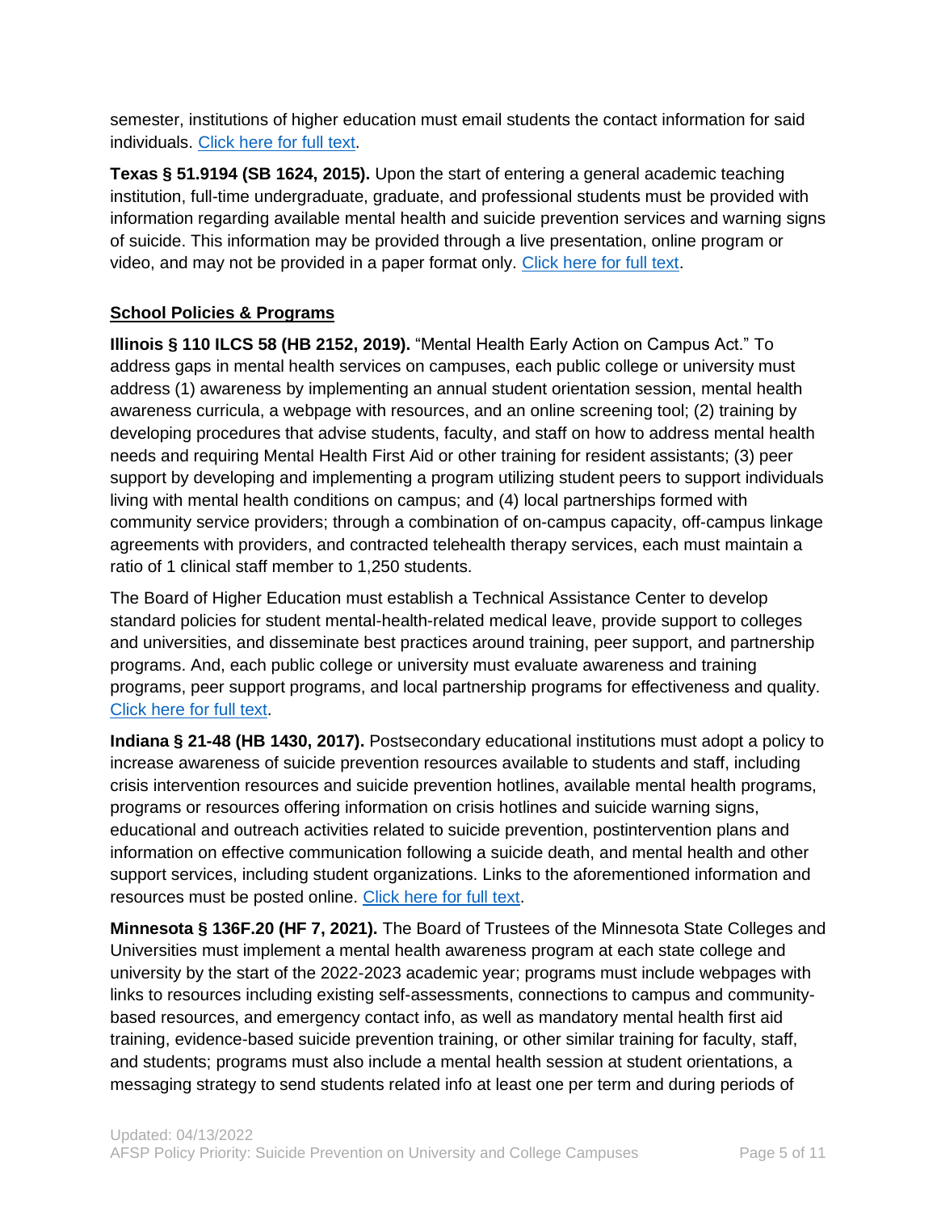semester, institutions of higher education must email students the contact information for said individuals. [Click here for full text](#).

**Texas § 51.9194 (SB 1624, 2015).** Upon the start of entering a general academic teaching institution, full-time undergraduate, graduate, and professional students must be provided with information regarding available mental health and suicide prevention services and warning signs of suicide. This information may be provided through a live presentation, online program or video, and may not be provided in a paper format only. [Click here for full text](#).

**School Policies & Programs**

**Illinois § 110 ILCS 58 (HB 2152, 2019).** "Mental Health Early Action on Campus Act." To address gaps in mental health services on campuses, each public college or university must address (1) awareness by implementing an annual student orientation session, mental health awareness curricula, a webpage with resources, and an online screening tool; (2) training by developing procedures that advise students, faculty, and staff on how to address mental health needs and requiring Mental Health First Aid or other training for resident assistants; (3) peer support by developing and implementing a program utilizing student peers to support individuals living with mental health conditions on campus; and (4) local partnerships formed with community service providers; through a combination of on-campus capacity, off-campus linkage agreements with providers, and contracted telehealth therapy services, each must maintain a ratio of 1 clinical staff member to 1,250 students.

The Board of Higher Education must establish a Technical Assistance Center to develop standard policies for student mental-health-related medical leave, provide support to colleges and universities, and disseminate best practices around training, peer support, and partnership programs. And, each public college or university must evaluate awareness and training programs, peer support programs, and local partnership programs for effectiveness and quality. [Click here for full text](#).

**Indiana § 21-48 (HB 1430, 2017).** Postsecondary educational institutions must adopt a policy to increase awareness of suicide prevention resources available to students and staff, including crisis intervention resources and suicide prevention hotlines, available mental health programs, programs or resources offering information on crisis hotlines and suicide warning signs, educational and outreach activities related to suicide prevention, postintervention plans and information on effective communication following a suicide death, and mental health and other support services, including student organizations. Links to the aforementioned information and resources must be posted online. [Click here for full text](#).

**Minnesota § 136F.20 (HF 7, 2021).** The Board of Trustees of the Minnesota State Colleges and Universities must implement a mental health awareness program at each state college and university by the start of the 2022-2023 academic year; programs must include webpages with links to resources including existing self-assessments, connections to campus and community-based resources, and emergency contact info, as well as mandatory mental health first aid training, evidence-based suicide prevention training, or other similar training for faculty, staff, and students; programs must also include a mental health session at student orientations, a messaging strategy to send students related info at least one per term and during periods of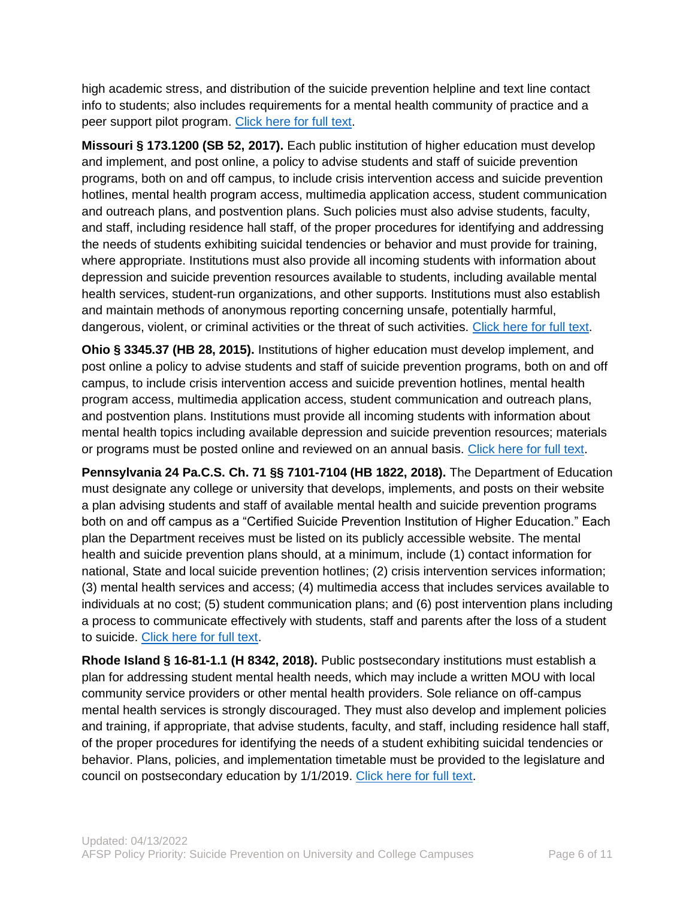high academic stress, and distribution of the suicide prevention helpline and text line contact info to students; also includes requirements for a mental health community of practice and a peer support pilot program. Click here for full text.

**Missouri § 173.1200 (SB 52, 2017).** Each public institution of higher education must develop and implement, and post online, a policy to advise students and staff of suicide prevention programs, both on and off campus, to include crisis intervention access and suicide prevention hotlines, mental health program access, multimedia application access, student communication and outreach plans, and postvention plans. Such policies must also advise students, faculty, and staff, including residence hall staff, of the proper procedures for identifying and addressing the needs of students exhibiting suicidal tendencies or behavior and must provide for training, where appropriate. Institutions must also provide all incoming students with information about depression and suicide prevention resources available to students, including available mental health services, student-run organizations, and other supports. Institutions must also establish and maintain methods of anonymous reporting concerning unsafe, potentially harmful, dangerous, violent, or criminal activities or the threat of such activities. Click here for full text.

**Ohio § 3345.37 (HB 28, 2015).** Institutions of higher education must develop implement, and post online a policy to advise students and staff of suicide prevention programs, both on and off campus, to include crisis intervention access and suicide prevention hotlines, mental health program access, multimedia application access, student communication and outreach plans, and postvention plans. Institutions must provide all incoming students with information about mental health topics including available depression and suicide prevention resources; materials or programs must be posted online and reviewed on an annual basis. Click here for full text.

**Pennsylvania 24 Pa.C.S. Ch. 71 §§ 7101-7104 (HB 1822, 2018).** The Department of Education must designate any college or university that develops, implements, and posts on their website a plan advising students and staff of available mental health and suicide prevention programs both on and off campus as a "Certified Suicide Prevention Institution of Higher Education." Each plan the Department receives must be listed on its publicly accessible website. The mental health and suicide prevention plans should, at a minimum, include (1) contact information for national, State and local suicide prevention hotlines; (2) crisis intervention services information; (3) mental health services and access; (4) multimedia access that includes services available to individuals at no cost; (5) student communication plans; and (6) post intervention plans including a process to communicate effectively with students, staff and parents after the loss of a student to suicide. Click here for full text.

**Rhode Island § 16-81-1.1 (H 8342, 2018).** Public postsecondary institutions must establish a plan for addressing student mental health needs, which may include a written MOU with local community service providers or other mental health providers. Sole reliance on off-campus mental health services is strongly discouraged. They must also develop and implement policies and training, if appropriate, that advise students, faculty, and staff, including residence hall staff, of the proper procedures for identifying the needs of a student exhibiting suicidal tendencies or behavior. Plans, policies, and implementation timetable must be provided to the legislature and council on postsecondary education by 1/1/2019. Click here for full text.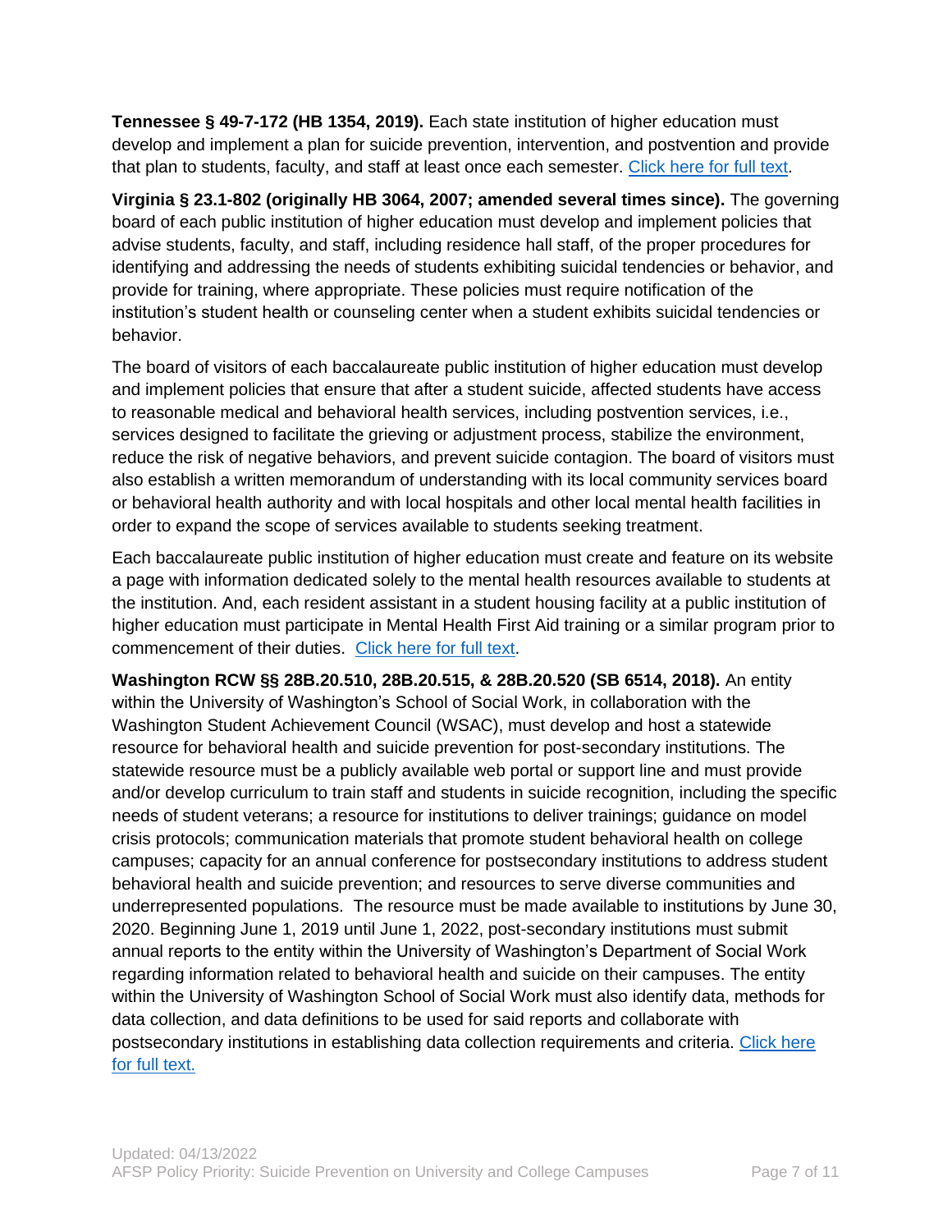**Tennessee § 49-7-172 (HB 1354, 2019).** Each state institution of higher education must develop and implement a plan for suicide prevention, intervention, and postvention and provide that plan to students, faculty, and staff at least once each semester. Click here for full text.

**Virginia § 23.1-802 (originally HB 3064, 2007; amended several times since).** The governing board of each public institution of higher education must develop and implement policies that advise students, faculty, and staff, including residence hall staff, of the proper procedures for identifying and addressing the needs of students exhibiting suicidal tendencies or behavior, and provide for training, where appropriate. These policies must require notification of the institution's student health or counseling center when a student exhibits suicidal tendencies or behavior.

The board of visitors of each baccalaureate public institution of higher education must develop and implement policies that ensure that after a student suicide, affected students have access to reasonable medical and behavioral health services, including postvention services, i.e., services designed to facilitate the grieving or adjustment process, stabilize the environment, reduce the risk of negative behaviors, and prevent suicide contagion. The board of visitors must also establish a written memorandum of understanding with its local community services board or behavioral health authority and with local hospitals and other local mental health facilities in order to expand the scope of services available to students seeking treatment.

Each baccalaureate public institution of higher education must create and feature on its website a page with information dedicated solely to the mental health resources available to students at the institution. And, each resident assistant in a student housing facility at a public institution of higher education must participate in Mental Health First Aid training or a similar program prior to commencement of their duties. Click here for full text.

**Washington RCW §§ 28B.20.510, 28B.20.515, & 28B.20.520 (SB 6514, 2018).** An entity within the University of Washington's School of Social Work, in collaboration with the Washington Student Achievement Council (WSAC), must develop and host a statewide resource for behavioral health and suicide prevention for post-secondary institutions. The statewide resource must be a publicly available web portal or support line and must provide and/or develop curriculum to train staff and students in suicide recognition, including the specific needs of student veterans; a resource for institutions to deliver trainings; guidance on model crisis protocols; communication materials that promote student behavioral health on college campuses; capacity for an annual conference for postsecondary institutions to address student behavioral health and suicide prevention; and resources to serve diverse communities and underrepresented populations. The resource must be made available to institutions by June 30, 2020. Beginning June 1, 2019 until June 1, 2022, post-secondary institutions must submit annual reports to the entity within the University of Washington's Department of Social Work regarding information related to behavioral health and suicide on their campuses. The entity within the University of Washington School of Social Work must also identify data, methods for data collection, and data definitions to be used for said reports and collaborate with postsecondary institutions in establishing data collection requirements and criteria. Click here for full text.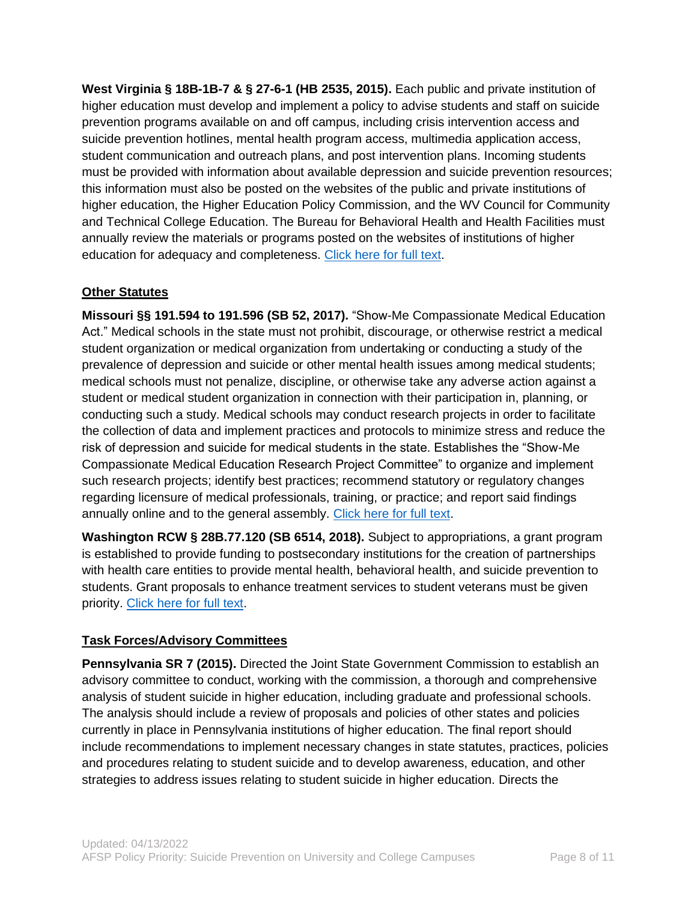**West Virginia § 18B-1B-7 & § 27-6-1 (HB 2535, 2015).** Each public and private institution of higher education must develop and implement a policy to advise students and staff on suicide prevention programs available on and off campus, including crisis intervention access and suicide prevention hotlines, mental health program access, multimedia application access, student communication and outreach plans, and post intervention plans. Incoming students must be provided with information about available depression and suicide prevention resources; this information must also be posted on the websites of the public and private institutions of higher education, the Higher Education Policy Commission, and the WV Council for Community and Technical College Education. The Bureau for Behavioral Health and Health Facilities must annually review the materials or programs posted on the websites of institutions of higher education for adequacy and completeness. Click here for full text.

## Other Statutes

**Missouri §§ 191.594 to 191.596 (SB 52, 2017).** "Show-Me Compassionate Medical Education Act." Medical schools in the state must not prohibit, discourage, or otherwise restrict a medical student organization or medical organization from undertaking or conducting a study of the prevalence of depression and suicide or other mental health issues among medical students; medical schools must not penalize, discipline, or otherwise take any adverse action against a student or medical student organization in connection with their participation in, planning, or conducting such a study. Medical schools may conduct research projects in order to facilitate the collection of data and implement practices and protocols to minimize stress and reduce the risk of depression and suicide for medical students in the state. Establishes the "Show-Me Compassionate Medical Education Research Project Committee" to organize and implement such research projects; identify best practices; recommend statutory or regulatory changes regarding licensure of medical professionals, training, or practice; and report said findings annually online and to the general assembly. Click here for full text.

**Washington RCW § 28B.77.120 (SB 6514, 2018).** Subject to appropriations, a grant program is established to provide funding to postsecondary institutions for the creation of partnerships with health care entities to provide mental health, behavioral health, and suicide prevention to students. Grant proposals to enhance treatment services to student veterans must be given priority. Click here for full text.

## Task Forces/Advisory Committees

**Pennsylvania SR 7 (2015).** Directed the Joint State Government Commission to establish an advisory committee to conduct, working with the commission, a thorough and comprehensive analysis of student suicide in higher education, including graduate and professional schools. The analysis should include a review of proposals and policies of other states and policies currently in place in Pennsylvania institutions of higher education. The final report should include recommendations to implement necessary changes in state statutes, practices, policies and procedures relating to student suicide and to develop awareness, education, and other strategies to address issues relating to student suicide in higher education. Directs the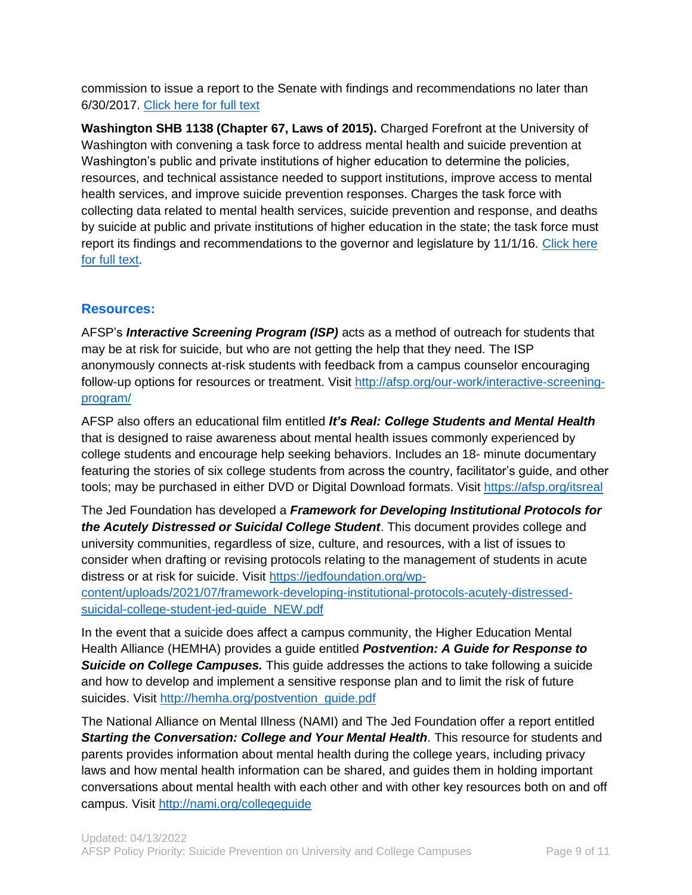commission to issue a report to the Senate with findings and recommendations no later than 6/30/2017. [Click here for full text]

**Washington SHB 1138 (Chapter 67, Laws of 2015).** Charged Forefront at the University of Washington with convening a task force to address mental health and suicide prevention at Washington's public and private institutions of higher education to determine the policies, resources, and technical assistance needed to support institutions, improve access to mental health services, and improve suicide prevention responses. Charges the task force with collecting data related to mental health services, suicide prevention and response, and deaths by suicide at public and private institutions of higher education in the state; the task force must report its findings and recommendations to the governor and legislature by 11/1/16. [Click here for full text].

## Resources:

AFSP's ***Interactive Screening Program (ISP)*** acts as a method of outreach for students that may be at risk for suicide, but who are not getting the help that they need. The ISP anonymously connects at-risk students with feedback from a campus counselor encouraging follow-up options for resources or treatment. Visit http://afsp.org/our-work/interactive-screening-program/

AFSP also offers an educational film entitled ***It's Real: College Students and Mental Health*** that is designed to raise awareness about mental health issues commonly experienced by college students and encourage help seeking behaviors. Includes an 18- minute documentary featuring the stories of six college students from across the country, facilitator's guide, and other tools; may be purchased in either DVD or Digital Download formats. Visit https://afsp.org/itsreal

The Jed Foundation has developed a ***Framework for Developing Institutional Protocols for the Acutely Distressed or Suicidal College Student***. This document provides college and university communities, regardless of size, culture, and resources, with a list of issues to consider when drafting or revising protocols relating to the management of students in acute distress or at risk for suicide. Visit https://jedfoundation.org/wp-content/uploads/2021/07/framework-developing-institutional-protocols-acutely-distressed-suicidal-college-student-jed-guide_NEW.pdf

In the event that a suicide does affect a campus community, the Higher Education Mental Health Alliance (HEMHA) provides a guide entitled ***Postvention: A Guide for Response to Suicide on College Campuses.*** This guide addresses the actions to take following a suicide and how to develop and implement a sensitive response plan and to limit the risk of future suicides. Visit http://hemha.org/postvention_guide.pdf

The National Alliance on Mental Illness (NAMI) and The Jed Foundation offer a report entitled ***Starting the Conversation: College and Your Mental Health***. This resource for students and parents provides information about mental health during the college years, including privacy laws and how mental health information can be shared, and guides them in holding important conversations about mental health with each other and with other key resources both on and off campus. Visit http://nami.org/collegeguide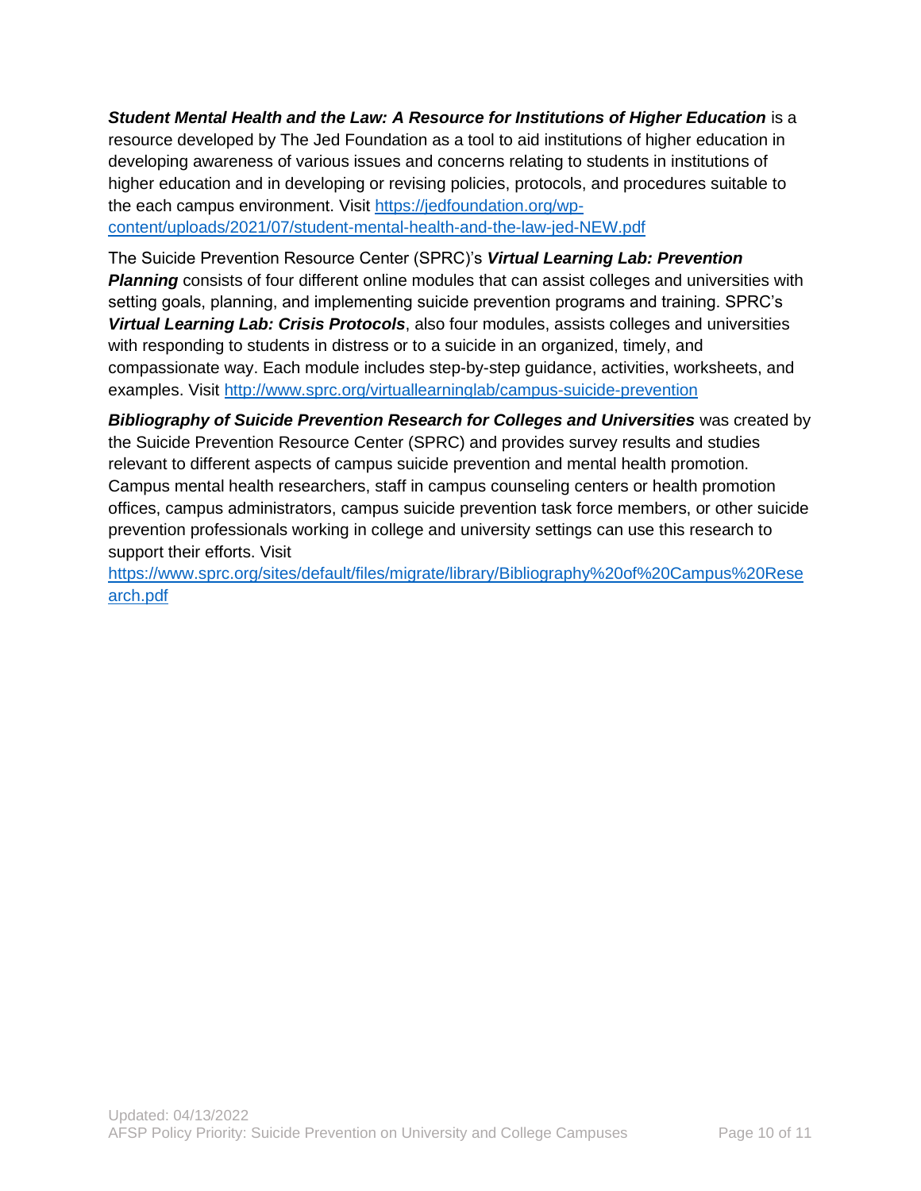***Student Mental Health and the Law: A Resource for Institutions of Higher Education*** is a resource developed by The Jed Foundation as a tool to aid institutions of higher education in developing awareness of various issues and concerns relating to students in institutions of higher education and in developing or revising policies, protocols, and procedures suitable to the each campus environment. Visit https://jedfoundation.org/wp-content/uploads/2021/07/student-mental-health-and-the-law-jed-NEW.pdf

The Suicide Prevention Resource Center (SPRC)'s ***Virtual Learning Lab: Prevention Planning*** consists of four different online modules that can assist colleges and universities with setting goals, planning, and implementing suicide prevention programs and training. SPRC's ***Virtual Learning Lab: Crisis Protocols***, also four modules, assists colleges and universities with responding to students in distress or to a suicide in an organized, timely, and compassionate way. Each module includes step-by-step guidance, activities, worksheets, and examples. Visit http://www.sprc.org/virtuallearninglab/campus-suicide-prevention

***Bibliography of Suicide Prevention Research for Colleges and Universities*** was created by the Suicide Prevention Resource Center (SPRC) and provides survey results and studies relevant to different aspects of campus suicide prevention and mental health promotion. Campus mental health researchers, staff in campus counseling centers or health promotion offices, campus administrators, campus suicide prevention task force members, or other suicide prevention professionals working in college and university settings can use this research to support their efforts. Visit https://www.sprc.org/sites/default/files/migrate/library/Bibliography%20of%20Campus%20Research.pdf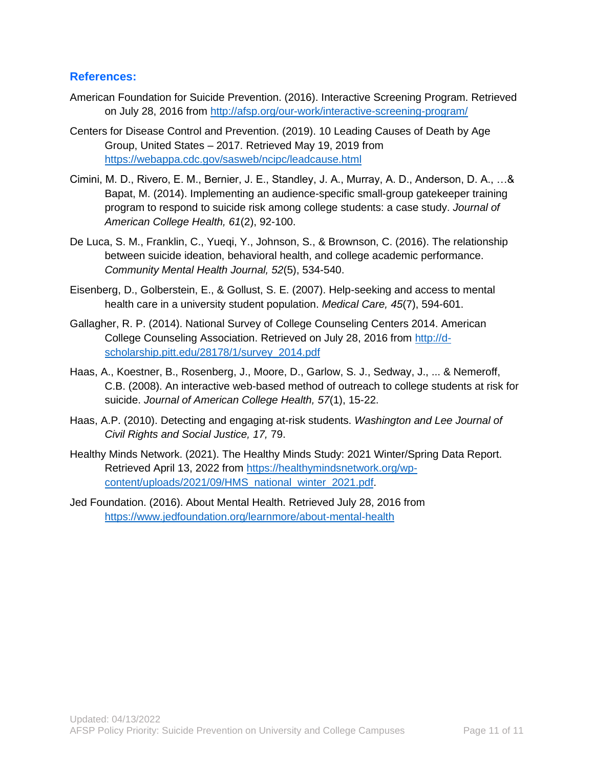### References:

American Foundation for Suicide Prevention. (2016). Interactive Screening Program. Retrieved on July 28, 2016 from http://afsp.org/our-work/interactive-screening-program/

Centers for Disease Control and Prevention. (2019). 10 Leading Causes of Death by Age Group, United States – 2017. Retrieved May 19, 2019 from https://webappa.cdc.gov/sasweb/ncipc/leadcause.html

Cimini, M. D., Rivero, E. M., Bernier, J. E., Standley, J. A., Murray, A. D., Anderson, D. A., …& Bapat, M. (2014). Implementing an audience-specific small-group gatekeeper training program to respond to suicide risk among college students: a case study. *Journal of American College Health, 61*(2), 92-100.

De Luca, S. M., Franklin, C., Yueqi, Y., Johnson, S., & Brownson, C. (2016). The relationship between suicide ideation, behavioral health, and college academic performance. *Community Mental Health Journal, 52*(5), 534-540.

Eisenberg, D., Golberstein, E., & Gollust, S. E. (2007). Help-seeking and access to mental health care in a university student population. *Medical Care, 45*(7), 594-601.

Gallagher, R. P. (2014). National Survey of College Counseling Centers 2014. American College Counseling Association. Retrieved on July 28, 2016 from http://d-scholarship.pitt.edu/28178/1/survey_2014.pdf

Haas, A., Koestner, B., Rosenberg, J., Moore, D., Garlow, S. J., Sedway, J., ... & Nemeroff, C.B. (2008). An interactive web-based method of outreach to college students at risk for suicide. *Journal of American College Health, 57*(1), 15-22.

Haas, A.P. (2010). Detecting and engaging at-risk students. *Washington and Lee Journal of Civil Rights and Social Justice, 17,* 79.

Healthy Minds Network. (2021). The Healthy Minds Study: 2021 Winter/Spring Data Report. Retrieved April 13, 2022 from https://healthymindsnetwork.org/wp-content/uploads/2021/09/HMS_national_winter_2021.pdf.

Jed Foundation. (2016). About Mental Health. Retrieved July 28, 2016 from https://www.jedfoundation.org/learnmore/about-mental-health